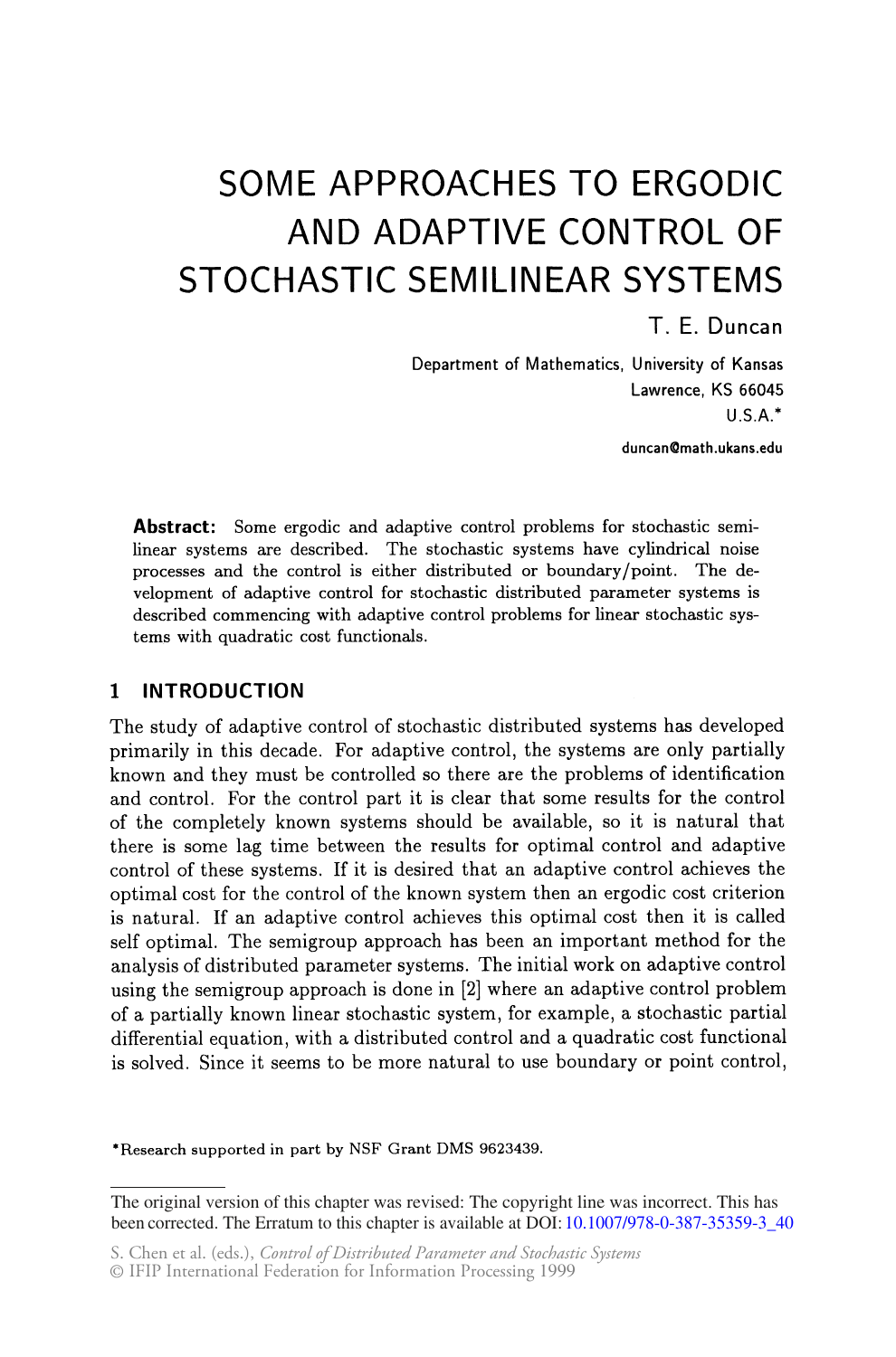# SOME APPROACHES TO ERGODIC AND ADAPTIVE CONTROL OF STOCHASTIC SEMILINEAR SYSTEMS

T. E. Duncan

Department of Mathematics, University of Kansas
Lawrence, KS 66045
U.S.A.*

duncan@math.ukans.edu

**Abstract:** Some ergodic and adaptive control problems for stochastic semilinear systems are described. The stochastic systems have cylindrical noise processes and the control is either distributed or boundary/point. The development of adaptive control for stochastic distributed parameter systems is described commencing with adaptive control problems for linear stochastic systems with quadratic cost functionals.

## 1 INTRODUCTION

The study of adaptive control of stochastic distributed systems has developed primarily in this decade. For adaptive control, the systems are only partially known and they must be controlled so there are the problems of identification and control. For the control part it is clear that some results for the control of the completely known systems should be available, so it is natural that there is some lag time between the results for optimal control and adaptive control of these systems. If it is desired that an adaptive control achieves the optimal cost for the control of the known system then an ergodic cost criterion is natural. If an adaptive control achieves this optimal cost then it is called self optimal. The semigroup approach has been an important method for the analysis of distributed parameter systems. The initial work on adaptive control using the semigroup approach is done in [2] where an adaptive control problem of a partially known linear stochastic system, for example, a stochastic partial differential equation, with a distributed control and a quadratic cost functional is solved. Since it seems to be more natural to use boundary or point control,

*Research supported in part by NSF Grant DMS 9623439.

The original version of this chapter was revised: The copyright line was incorrect. This has been corrected. The Erratum to this chapter is available at DOI: 10.1007/978-0-387-35359-3_40

S. Chen et al. (eds.), *Control of Distributed Parameter and Stochastic Systems*
© IFIP International Federation for Information Processing 1999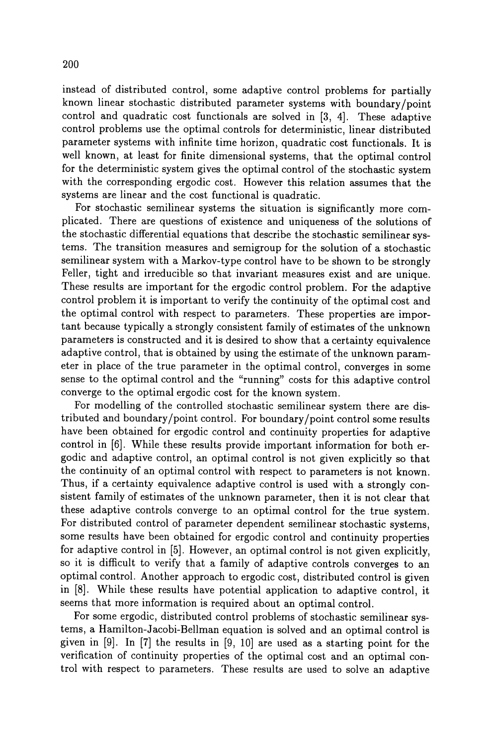instead of distributed control, some adaptive control problems for partially known linear stochastic distributed parameter systems with boundary/point control and quadratic cost functionals are solved in [3, 4]. These adaptive control problems use the optimal controls for deterministic, linear distributed parameter systems with infinite time horizon, quadratic cost functionals. It is well known, at least for finite dimensional systems, that the optimal control for the deterministic system gives the optimal control of the stochastic system with the corresponding ergodic cost. However this relation assumes that the systems are linear and the cost functional is quadratic.

For stochastic semilinear systems the situation is significantly more complicated. There are questions of existence and uniqueness of the solutions of the stochastic differential equations that describe the stochastic semilinear systems. The transition measures and semigroup for the solution of a stochastic semilinear system with a Markov-type control have to be shown to be strongly Feller, tight and irreducible so that invariant measures exist and are unique. These results are important for the ergodic control problem. For the adaptive control problem it is important to verify the continuity of the optimal cost and the optimal control with respect to parameters. These properties are important because typically a strongly consistent family of estimates of the unknown parameters is constructed and it is desired to show that a certainty equivalence adaptive control, that is obtained by using the estimate of the unknown parameter in place of the true parameter in the optimal control, converges in some sense to the optimal control and the "running" costs for this adaptive control converge to the optimal ergodic cost for the known system.

For modelling of the controlled stochastic semilinear system there are distributed and boundary/point control. For boundary/point control some results have been obtained for ergodic control and continuity properties for adaptive control in [6]. While these results provide important information for both ergodic and adaptive control, an optimal control is not given explicitly so that the continuity of an optimal control with respect to parameters is not known. Thus, if a certainty equivalence adaptive control is used with a strongly consistent family of estimates of the unknown parameter, then it is not clear that these adaptive controls converge to an optimal control for the true system. For distributed control of parameter dependent semilinear stochastic systems, some results have been obtained for ergodic control and continuity properties for adaptive control in [5]. However, an optimal control is not given explicitly, so it is difficult to verify that a family of adaptive controls converges to an optimal control. Another approach to ergodic cost, distributed control is given in [8]. While these results have potential application to adaptive control, it seems that more information is required about an optimal control.

For some ergodic, distributed control problems of stochastic semilinear systems, a Hamilton-Jacobi-Bellman equation is solved and an optimal control is given in [9]. In [7] the results in [9, 10] are used as a starting point for the verification of continuity properties of the optimal cost and an optimal control with respect to parameters. These results are used to solve an adaptive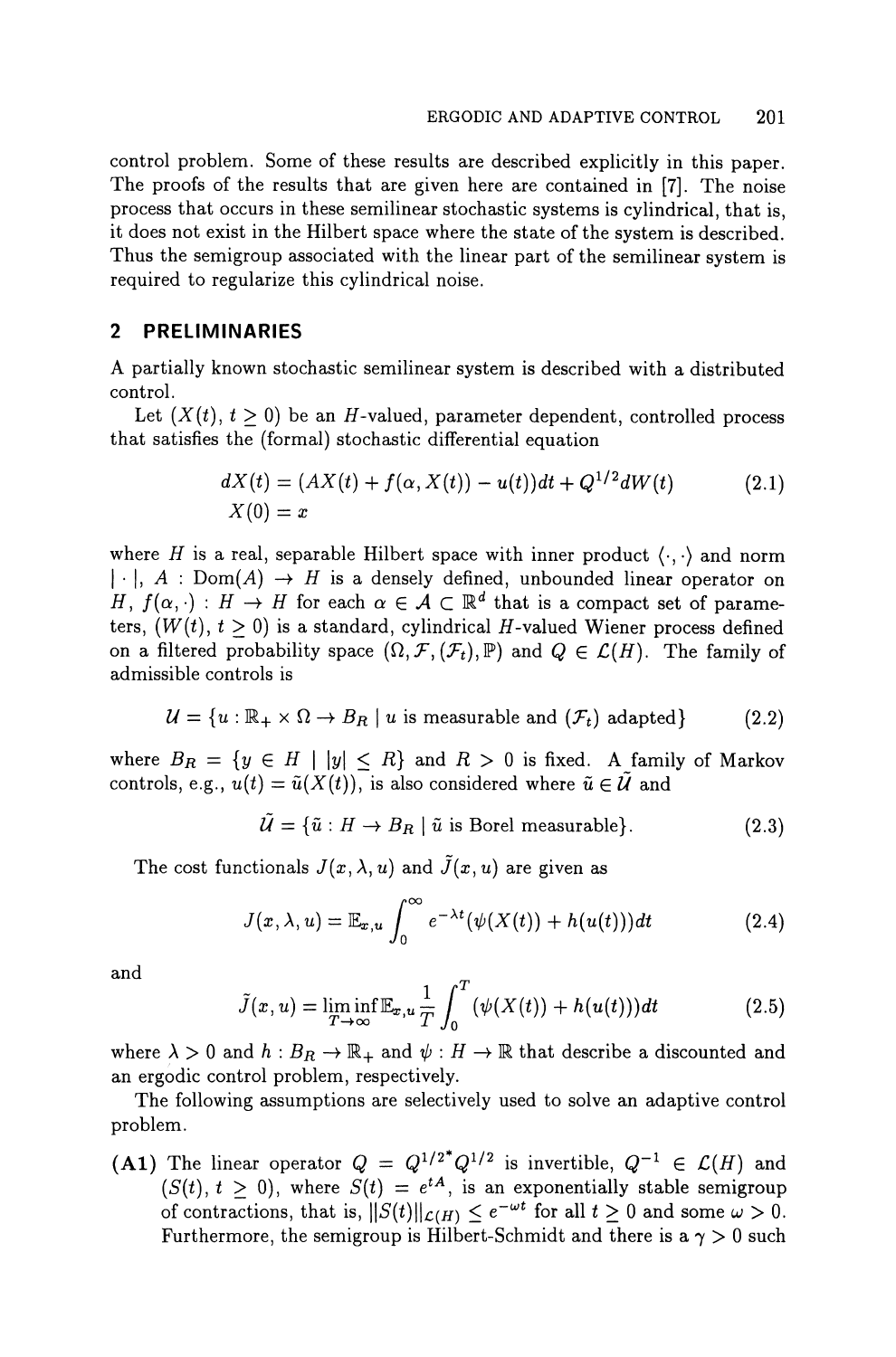control problem. Some of these results are described explicitly in this paper. The proofs of the results that are given here are contained in [7]. The noise process that occurs in these semilinear stochastic systems is cylindrical, that is, it does not exist in the Hilbert space where the state of the system is described. Thus the semigroup associated with the linear part of the semilinear system is required to regularize this cylindrical noise.

## 2 PRELIMINARIES

A partially known stochastic semilinear system is described with a distributed control.

Let $(X(t), t \geq 0)$ be an $H$-valued, parameter dependent, controlled process that satisfies the (formal) stochastic differential equation

$$
\begin{aligned}
dX(t) &= (AX(t) + f(\alpha, X(t)) - u(t))dt + Q^{1/2}dW(t) \\
X(0) &= x
\end{aligned}
\tag{2.1}
$$

where $H$ is a real, separable Hilbert space with inner product $\langle \cdot, \cdot \rangle$ and norm $|\cdot|$, $A : \mathrm{Dom}(A) \to H$ is a densely defined, unbounded linear operator on $H$, $f(\alpha, \cdot) : H \to H$ for each $\alpha \in \mathcal{A} \subset \mathbb{R}^d$ that is a compact set of parameters, $(W(t), t \geq 0)$ is a standard, cylindrical $H$-valued Wiener process defined on a filtered probability space $(\Omega, \mathcal{F}, (\mathcal{F}_t), \mathbb{P})$ and $Q \in \mathcal{L}(H)$. The family of admissible controls is

$$
\mathcal{U} = \{u : \mathbb{R}_+ \times \Omega \to B_R \mid u \text{ is measurable and } (\mathcal{F}_t) \text{ adapted}\} \tag{2.2}
$$

where $B_R = \{y \in H \mid |y| \leq R\}$ and $R > 0$ is fixed. A family of Markov controls, e.g., $u(t) = \tilde{u}(X(t))$, is also considered where $\tilde{u} \in \tilde{\mathcal{U}}$ and

$$
\tilde{\mathcal{U}} = \{\tilde{u} : H \to B_R \mid \tilde{u} \text{ is Borel measurable}\}. \tag{2.3}
$$

The cost functionals $J(x, \lambda, u)$ and $\tilde{J}(x, u)$ are given as

$$
J(x, \lambda, u) = \mathbb{E}_{x,u} \int_0^\infty e^{-\lambda t}(\psi(X(t)) + h(u(t)))dt \tag{2.4}
$$

and

$$
\tilde{J}(x, u) = \liminf_{T \to \infty} \mathbb{E}_{x,u} \frac{1}{T} \int_0^T (\psi(X(t)) + h(u(t)))dt \tag{2.5}
$$

where $\lambda > 0$ and $h : B_R \to \mathbb{R}_+$ and $\psi : H \to \mathbb{R}$ that describe a discounted and an ergodic control problem, respectively.

The following assumptions are selectively used to solve an adaptive control problem.

**(A1)** The linear operator $Q = Q^{1/2^*}Q^{1/2}$ is invertible, $Q^{-1} \in \mathcal{L}(H)$ and $(S(t), t \geq 0)$, where $S(t) = e^{tA}$, is an exponentially stable semigroup of contractions, that is, $\|S(t)\|_{\mathcal{L}(H)} \leq e^{-\omega t}$ for all $t \geq 0$ and some $\omega > 0$. Furthermore, the semigroup is Hilbert-Schmidt and there is a $\gamma > 0$ such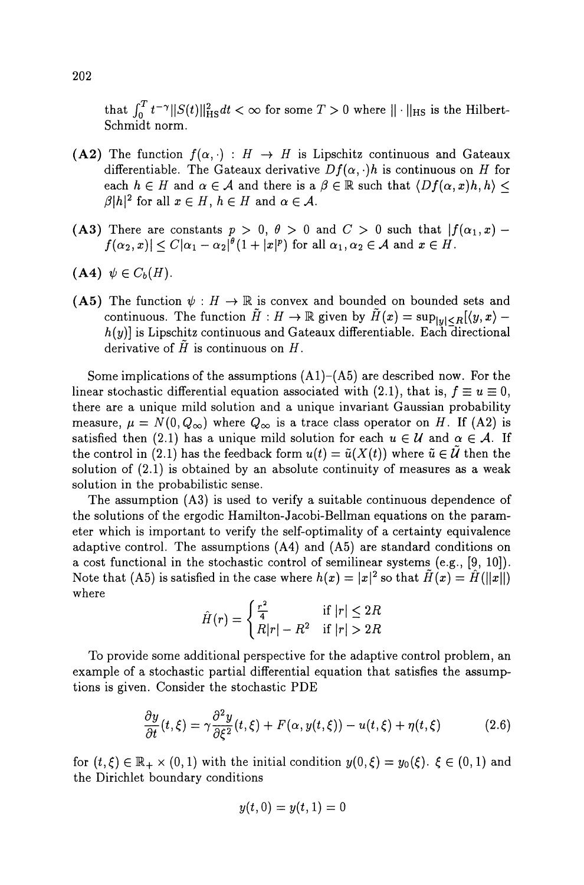that $\int_0^T t^{-\gamma} \|S(t)\|_{\mathrm{HS}}^2 dt < \infty$ for some $T > 0$ where $\| \cdot \|_{\mathrm{HS}}$ is the Hilbert-Schmidt norm.

**(A2)** The function $f(\alpha, \cdot) : H \to H$ is Lipschitz continuous and Gateaux differentiable. The Gateaux derivative $Df(\alpha, \cdot)h$ is continuous on $H$ for each $h \in H$ and $\alpha \in \mathcal{A}$ and there is a $\beta \in \mathbb{R}$ such that $\langle Df(\alpha, x)h, h \rangle \leq \beta |h|^2$ for all $x \in H$, $h \in H$ and $\alpha \in \mathcal{A}$.

**(A3)** There are constants $p > 0$, $\theta > 0$ and $C > 0$ such that $|f(\alpha_1, x) - f(\alpha_2, x)| \leq C|\alpha_1 - \alpha_2|^\theta (1 + |x|^p)$ for all $\alpha_1, \alpha_2 \in \mathcal{A}$ and $x \in H$.

**(A4)** $\psi \in C_b(H)$.

**(A5)** The function $\psi : H \to \mathbb{R}$ is convex and bounded on bounded sets and continuous. The function $\tilde{H} : H \to \mathbb{R}$ given by $\tilde{H}(x) = \sup_{|y| \leq R} [\langle y, x \rangle - h(y)]$ is Lipschitz continuous and Gateaux differentiable. Each directional derivative of $\tilde{H}$ is continuous on $H$.

Some implications of the assumptions (A1)–(A5) are described now. For the linear stochastic differential equation associated with (2.1), that is, $f \equiv u \equiv 0$, there are a unique mild solution and a unique invariant Gaussian probability measure, $\mu = N(0, Q_\infty)$ where $Q_\infty$ is a trace class operator on $H$. If (A2) is satisfied then (2.1) has a unique mild solution for each $u \in \mathcal{U}$ and $\alpha \in \mathcal{A}$. If the control in (2.1) has the feedback form $u(t) = \tilde{u}(X(t))$ where $\tilde{u} \in \tilde{\mathcal{U}}$ then the solution of (2.1) is obtained by an absolute continuity of measures as a weak solution in the probabilistic sense.

The assumption (A3) is used to verify a suitable continuous dependence of the solutions of the ergodic Hamilton-Jacobi-Bellman equations on the parameter which is important to verify the self-optimality of a certainty equivalence adaptive control. The assumptions (A4) and (A5) are standard conditions on a cost functional in the stochastic control of semilinear systems (e.g., [9, 10]). Note that (A5) is satisfied in the case where $h(x) = |x|^2$ so that $\tilde{H}(x) = \hat{H}(\|x\|)$ where

$$\hat{H}(r) = \begin{cases} \frac{r^2}{4} & \text{if } |r| \leq 2R \\ R|r| - R^2 & \text{if } |r| > 2R \end{cases}$$

To provide some additional perspective for the adaptive control problem, an example of a stochastic partial differential equation that satisfies the assumptions is given. Consider the stochastic PDE

$$\frac{\partial y}{\partial t}(t, \xi) = \gamma \frac{\partial^2 y}{\partial \xi^2}(t, \xi) + F(\alpha, y(t, \xi)) - u(t, \xi) + \eta(t, \xi) \tag{2.6}$$

for $(t, \xi) \in \mathbb{R}_+ \times (0, 1)$ with the initial condition $y(0, \xi) = y_0(\xi)$. $\xi \in (0, 1)$ and the Dirichlet boundary conditions

$$y(t, 0) = y(t, 1) = 0$$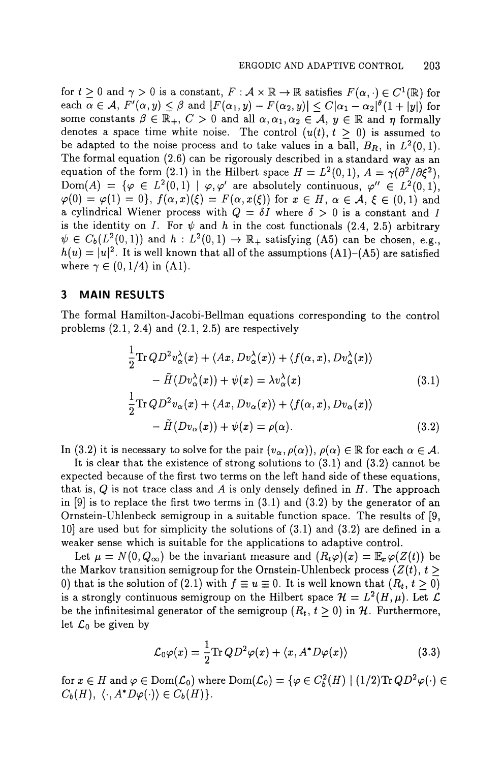for $t \geq 0$ and $\gamma > 0$ is a constant, $F : \mathcal{A} \times \mathbb{R} \to \mathbb{R}$ satisfies $F(\alpha, \cdot) \in C^1(\mathbb{R})$ for each $\alpha \in \mathcal{A}$, $F'(\alpha, y) \leq \beta$ and $|F(\alpha_1, y) - F(\alpha_2, y)| \leq C|\alpha_1 - \alpha_2|^\theta(1 + |y|)$ for some constants $\beta \in \mathbb{R}_+$, $C > 0$ and all $\alpha, \alpha_1, \alpha_2 \in \mathcal{A}$, $y \in \mathbb{R}$ and $\eta$ formally denotes a space time white noise. The control $(u(t), t \geq 0)$ is assumed to be adapted to the noise process and to take values in a ball, $B_R$, in $L^2(0,1)$. The formal equation (2.6) can be rigorously described in a standard way as an equation of the form (2.1) in the Hilbert space $H = L^2(0,1)$, $A = \gamma(\partial^2/\partial\xi^2)$, $\text{Dom}(A) = \{\varphi \in L^2(0,1) \mid \varphi, \varphi'$ are absolutely continuous, $\varphi'' \in L^2(0,1)$, $\varphi(0) = \varphi(1) = 0\}$, $f(\alpha, x)(\xi) = F(\alpha, x(\xi))$ for $x \in H$, $\alpha \in \mathcal{A}$, $\xi \in (0,1)$ and a cylindrical Wiener process with $Q = \delta I$ where $\delta > 0$ is a constant and $I$ is the identity on $I$. For $\psi$ and $h$ in the cost functionals (2.4, 2.5) arbitrary $\psi \in C_b(L^2(0,1))$ and $h : L^2(0,1) \to \mathbb{R}_+$ satisfying (A5) can be chosen, e.g., $h(u) = |u|^2$. It is well known that all of the assumptions (A1)–(A5) are satisfied where $\gamma \in (0, 1/4)$ in (A1).

## 3 MAIN RESULTS

The formal Hamilton-Jacobi-Bellman equations corresponding to the control problems (2.1, 2.4) and (2.1, 2.5) are respectively

$$\frac{1}{2}\text{Tr}\, QD^2 v_\alpha^\lambda(x) + \langle Ax, Dv_\alpha^\lambda(x)\rangle + \langle f(\alpha, x), Dv_\alpha^\lambda(x)\rangle - \tilde{H}(Dv_\alpha^\lambda(x)) + \psi(x) = \lambda v_\alpha^\lambda(x) \tag{3.1}$$

$$\frac{1}{2}\text{Tr}\, QD^2 v_\alpha(x) + \langle Ax, Dv_\alpha(x)\rangle + \langle f(\alpha, x), Dv_\alpha(x)\rangle - \tilde{H}(Dv_\alpha(x)) + \psi(x) = \rho(\alpha). \tag{3.2}$$

In (3.2) it is necessary to solve for the pair $(v_\alpha, \rho(\alpha))$, $\rho(\alpha) \in \mathbb{R}$ for each $\alpha \in \mathcal{A}$.

It is clear that the existence of strong solutions to (3.1) and (3.2) cannot be expected because of the first two terms on the left hand side of these equations, that is, $Q$ is not trace class and $A$ is only densely defined in $H$. The approach in [9] is to replace the first two terms in (3.1) and (3.2) by the generator of an Ornstein-Uhlenbeck semigroup in a suitable function space. The results of [9, 10] are used but for simplicity the solutions of (3.1) and (3.2) are defined in a weaker sense which is suitable for the applications to adaptive control.

Let $\mu = N(0, Q_\infty)$ be the invariant measure and $(R_t\varphi)(x) = \mathbb{E}_x\varphi(Z(t))$ be the Markov transition semigroup for the Ornstein-Uhlenbeck process $(Z(t), t \geq 0)$ that is the solution of (2.1) with $f \equiv u \equiv 0$. It is well known that $(R_t, t \geq 0)$ is a strongly continuous semigroup on the Hilbert space $\mathcal{H} = L^2(H, \mu)$. Let $\mathcal{L}$ be the infinitesimal generator of the semigroup $(R_t, t \geq 0)$ in $\mathcal{H}$. Furthermore, let $\mathcal{L}_0$ be given by

$$\mathcal{L}_0\varphi(x) = \frac{1}{2}\text{Tr}\, QD^2\varphi(x) + \langle x, A^*D\varphi(x)\rangle \tag{3.3}$$

for $x \in H$ and $\varphi \in \text{Dom}(\mathcal{L}_0)$ where $\text{Dom}(\mathcal{L}_0) = \{\varphi \in C_b^2(H) \mid (1/2)\text{Tr}\, QD^2\varphi(\cdot) \in C_b(H),\ \langle \cdot, A^*D\varphi(\cdot)\rangle \in C_b(H)\}$.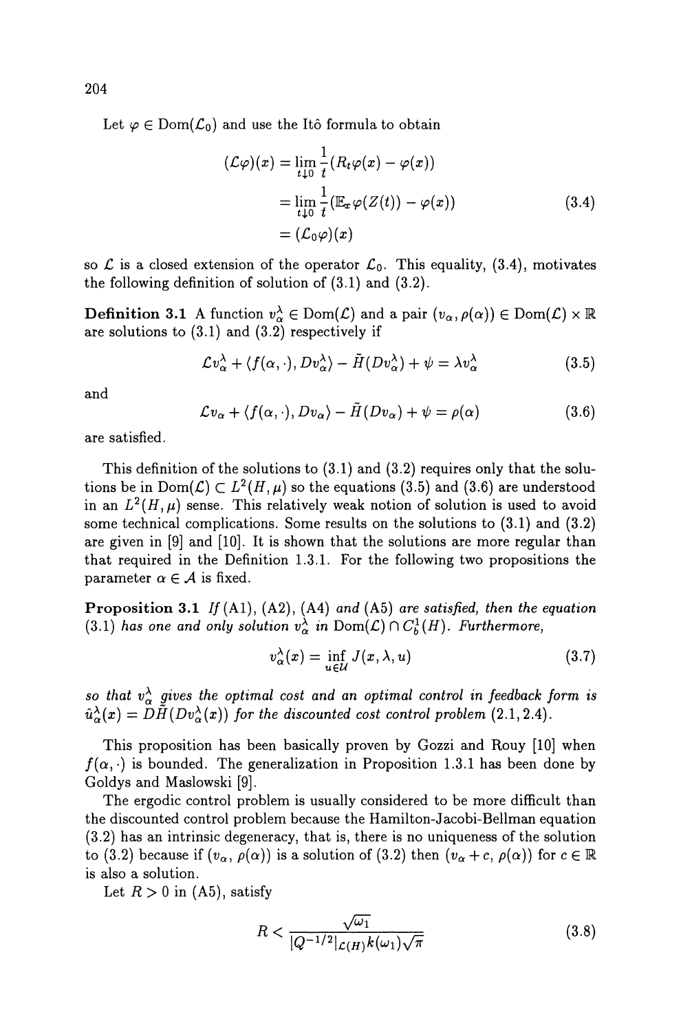Let $\varphi \in \text{Dom}(\mathcal{L}_0)$ and use the Itô formula to obtain

$$
\begin{aligned}
(\mathcal{L}\varphi)(x) &= \lim_{t \downarrow 0} \frac{1}{t}(R_t\varphi(x) - \varphi(x)) \\
&= \lim_{t \downarrow 0} \frac{1}{t}(\mathbb{E}_x \varphi(Z(t)) - \varphi(x)) \\
&= (\mathcal{L}_0\varphi)(x)
\end{aligned}
\tag{3.4}
$$

so $\mathcal{L}$ is a closed extension of the operator $\mathcal{L}_0$. This equality, (3.4), motivates the following definition of solution of (3.1) and (3.2).

**Definition 3.1** A function $v_\alpha^\lambda \in \text{Dom}(\mathcal{L})$ and a pair $(v_\alpha, \rho(\alpha)) \in \text{Dom}(\mathcal{L}) \times \mathbb{R}$ are solutions to (3.1) and (3.2) respectively if

$$
\mathcal{L}v_\alpha^\lambda + \langle f(\alpha, \cdot), Dv_\alpha^\lambda \rangle - \tilde{H}(Dv_\alpha^\lambda) + \psi = \lambda v_\alpha^\lambda \tag{3.5}
$$

and

$$
\mathcal{L}v_\alpha + \langle f(\alpha, \cdot), Dv_\alpha \rangle - \tilde{H}(Dv_\alpha) + \psi = \rho(\alpha) \tag{3.6}
$$

are satisfied.

This definition of the solutions to (3.1) and (3.2) requires only that the solutions be in $\text{Dom}(\mathcal{L}) \subset L^2(H, \mu)$ so the equations (3.5) and (3.6) are understood in an $L^2(H, \mu)$ sense. This relatively weak notion of solution is used to avoid some technical complications. Some results on the solutions to (3.1) and (3.2) are given in [9] and [10]. It is shown that the solutions are more regular than that required in the Definition 1.3.1. For the following two propositions the parameter $\alpha \in \mathcal{A}$ is fixed.

**Proposition 3.1** *If* (A1), (A2), (A4) *and* (A5) *are satisfied, then the equation* (3.1) *has one and only solution* $v_\alpha^\lambda$ *in* $\text{Dom}(\mathcal{L}) \cap C_b^1(H)$. *Furthermore,*

$$
v_\alpha^\lambda(x) = \inf_{u \in \mathcal{U}} J(x, \lambda, u) \tag{3.7}
$$

*so that* $v_\alpha^\lambda$ *gives the optimal cost and an optimal control in feedback form is* $\hat{u}_\alpha^\lambda(x) = D\tilde{H}(Dv_\alpha^\lambda(x))$ *for the discounted cost control problem* (2.1, 2.4).

This proposition has been basically proven by Gozzi and Rouy [10] when $f(\alpha, \cdot)$ is bounded. The generalization in Proposition 1.3.1 has been done by Goldys and Maslowski [9].

The ergodic control problem is usually considered to be more difficult than the discounted control problem because the Hamilton-Jacobi-Bellman equation (3.2) has an intrinsic degeneracy, that is, there is no uniqueness of the solution to (3.2) because if $(v_\alpha, \rho(\alpha))$ is a solution of (3.2) then $(v_\alpha + c, \rho(\alpha))$ for $c \in \mathbb{R}$ is also a solution.

Let $R > 0$ in (A5), satisfy

$$
R < \frac{\sqrt{\omega_1}}{|Q^{-1/2}|_{\mathcal{L}(H)} k(\omega_1) \sqrt{\pi}} \tag{3.8}
$$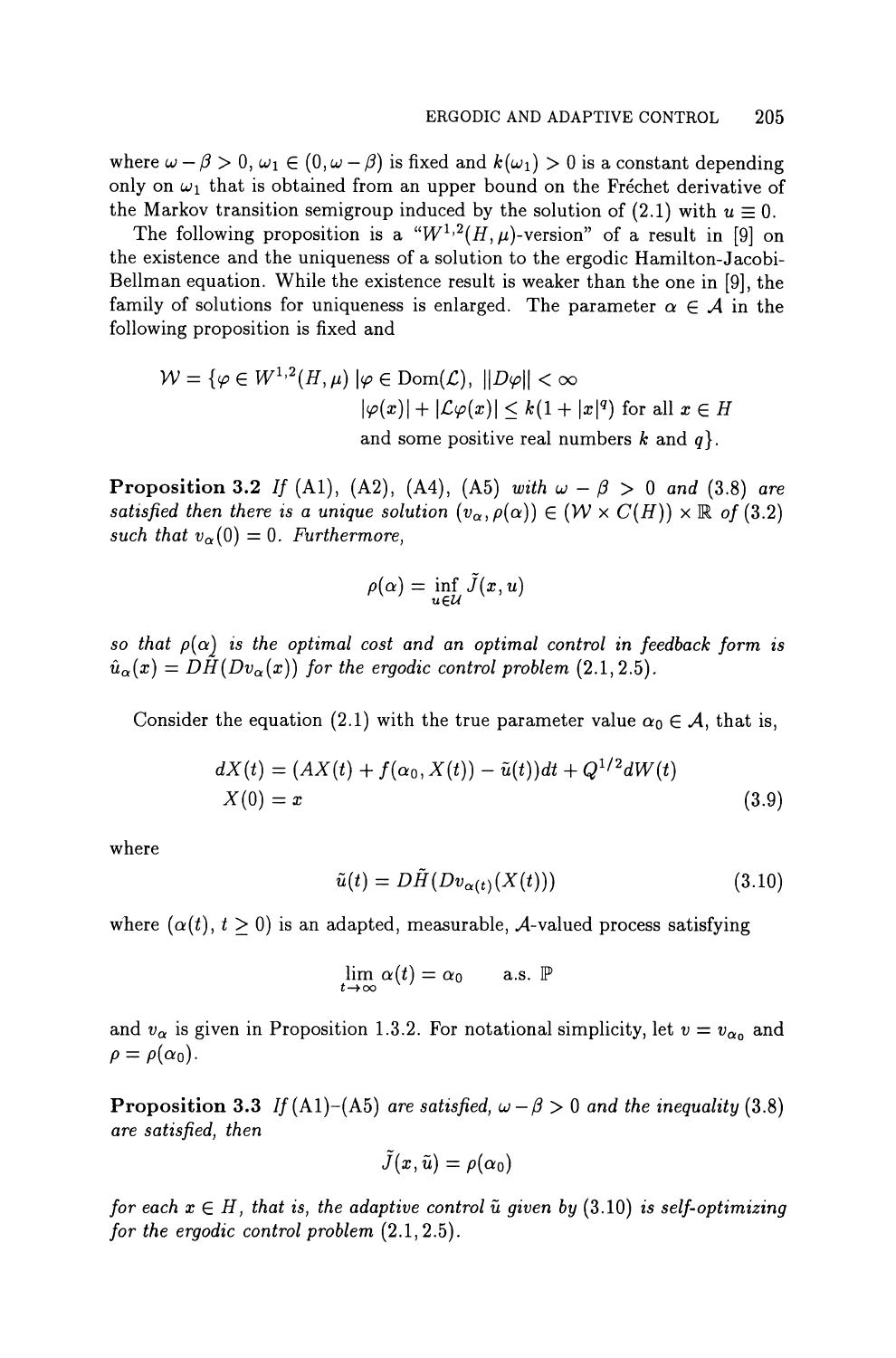where $\omega - \beta > 0$, $\omega_1 \in (0, \omega - \beta)$ is fixed and $k(\omega_1) > 0$ is a constant depending only on $\omega_1$ that is obtained from an upper bound on the Fréchet derivative of the Markov transition semigroup induced by the solution of (2.1) with $u \equiv 0$.

The following proposition is a "$W^{1,2}(H, \mu)$-version" of a result in [9] on the existence and the uniqueness of a solution to the ergodic Hamilton-Jacobi-Bellman equation. While the existence result is weaker than the one in [9], the family of solutions for uniqueness is enlarged. The parameter $\alpha \in \mathcal{A}$ in the following proposition is fixed and

$$
\begin{aligned}
\mathcal{W} = \{\varphi \in W^{1,2}(H, \mu) \,|\, &\varphi \in \mathrm{Dom}(\mathcal{L}),\ \|D\varphi\| < \infty \\
&|\varphi(x)| + |\mathcal{L}\varphi(x)| \leq k(1 + |x|^q) \text{ for all } x \in H \\
&\text{and some positive real numbers } k \text{ and } q\}.
\end{aligned}
$$

**Proposition 3.2** *If (A1), (A2), (A4), (A5) with $\omega - \beta > 0$ and (3.8) are satisfied then there is a unique solution $(v_\alpha, \rho(\alpha)) \in (\mathcal{W} \times C(H)) \times \mathbb{R}$ of (3.2) such that $v_\alpha(0) = 0$. Furthermore,*

$$
\rho(\alpha) = \inf_{u \in \mathcal{U}} \tilde{J}(x, u)
$$

*so that $\rho(\alpha)$ is the optimal cost and an optimal control in feedback form is $\hat{u}_\alpha(x) = D\tilde{H}(Dv_\alpha(x))$ for the ergodic control problem (2.1, 2.5).*

Consider the equation (2.1) with the true parameter value $\alpha_0 \in \mathcal{A}$, that is,

$$
\begin{aligned}
dX(t) &= (AX(t) + f(\alpha_0, X(t)) - \tilde{u}(t))dt + Q^{1/2}dW(t) \\
X(0) &= x
\end{aligned}
\tag{3.9}
$$

where

$$
\tilde{u}(t) = D\tilde{H}(Dv_{\alpha(t)}(X(t)))
\tag{3.10}
$$

where $(\alpha(t),\, t \geq 0)$ is an adapted, measurable, $\mathcal{A}$-valued process satisfying

$$
\lim_{t \to \infty} \alpha(t) = \alpha_0 \qquad \text{a.s. } \mathbb{P}
$$

and $v_\alpha$ is given in Proposition 1.3.2. For notational simplicity, let $v = v_{\alpha_0}$ and $\rho = \rho(\alpha_0)$.

**Proposition 3.3** *If (A1)-(A5) are satisfied, $\omega - \beta > 0$ and the inequality (3.8) are satisfied, then*

$$
\tilde{J}(x, \tilde{u}) = \rho(\alpha_0)
$$

*for each $x \in H$, that is, the adaptive control $\tilde{u}$ given by (3.10) is self-optimizing for the ergodic control problem (2.1, 2.5).*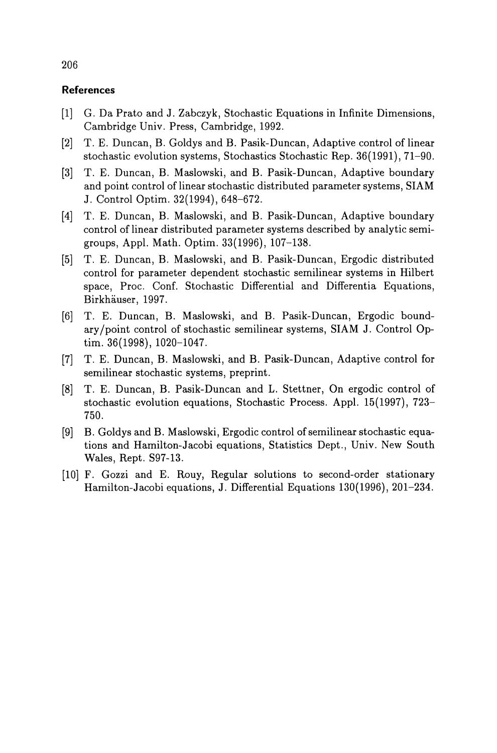## References

[1] G. Da Prato and J. Zabczyk, Stochastic Equations in Infinite Dimensions, Cambridge Univ. Press, Cambridge, 1992.

[2] T. E. Duncan, B. Goldys and B. Pasik-Duncan, Adaptive control of linear stochastic evolution systems, Stochastics Stochastic Rep. 36(1991), 71–90.

[3] T. E. Duncan, B. Maslowski, and B. Pasik-Duncan, Adaptive boundary and point control of linear stochastic distributed parameter systems, SIAM J. Control Optim. 32(1994), 648–672.

[4] T. E. Duncan, B. Maslowski, and B. Pasik-Duncan, Adaptive boundary control of linear distributed parameter systems described by analytic semigroups, Appl. Math. Optim. 33(1996), 107–138.

[5] T. E. Duncan, B. Maslowski, and B. Pasik-Duncan, Ergodic distributed control for parameter dependent stochastic semilinear systems in Hilbert space, Proc. Conf. Stochastic Differential and Differentia Equations, Birkhäuser, 1997.

[6] T. E. Duncan, B. Maslowski, and B. Pasik-Duncan, Ergodic boundary/point control of stochastic semilinear systems, SIAM J. Control Optim. 36(1998), 1020–1047.

[7] T. E. Duncan, B. Maslowski, and B. Pasik-Duncan, Adaptive control for semilinear stochastic systems, preprint.

[8] T. E. Duncan, B. Pasik-Duncan and L. Stettner, On ergodic control of stochastic evolution equations, Stochastic Process. Appl. 15(1997), 723–750.

[9] B. Goldys and B. Maslowski, Ergodic control of semilinear stochastic equations and Hamilton-Jacobi equations, Statistics Dept., Univ. New South Wales, Rept. S97-13.

[10] F. Gozzi and E. Rouy, Regular solutions to second-order stationary Hamilton-Jacobi equations, J. Differential Equations 130(1996), 201–234.